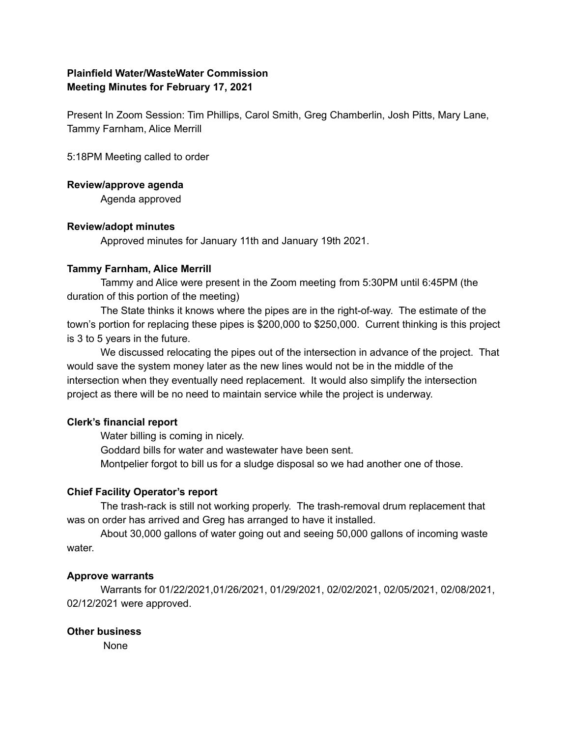**Plainfield Water/WasteWater Commission**
**Meeting Minutes for February 17, 2021**

Present In Zoom Session: Tim Phillips, Carol Smith, Greg Chamberlin, Josh Pitts, Mary Lane, Tammy Farnham, Alice Merrill

5:18PM Meeting called to order

**Review/approve agenda**

Agenda approved

**Review/adopt minutes**

Approved minutes for January 11th and January 19th 2021.

**Tammy Farnham, Alice Merrill**

Tammy and Alice were present in the Zoom meeting from 5:30PM until 6:45PM (the duration of this portion of the meeting)

The State thinks it knows where the pipes are in the right-of-way. The estimate of the town's portion for replacing these pipes is $200,000 to $250,000. Current thinking is this project is 3 to 5 years in the future.

We discussed relocating the pipes out of the intersection in advance of the project. That would save the system money later as the new lines would not be in the middle of the intersection when they eventually need replacement. It would also simplify the intersection project as there will be no need to maintain service while the project is underway.

**Clerk's financial report**

Water billing is coming in nicely.

Goddard bills for water and wastewater have been sent.

Montpelier forgot to bill us for a sludge disposal so we had another one of those.

**Chief Facility Operator's report**

The trash-rack is still not working properly. The trash-removal drum replacement that was on order has arrived and Greg has arranged to have it installed.

About 30,000 gallons of water going out and seeing 50,000 gallons of incoming waste water.

**Approve warrants**

Warrants for 01/22/2021,01/26/2021, 01/29/2021, 02/02/2021, 02/05/2021, 02/08/2021, 02/12/2021 were approved.

**Other business**

None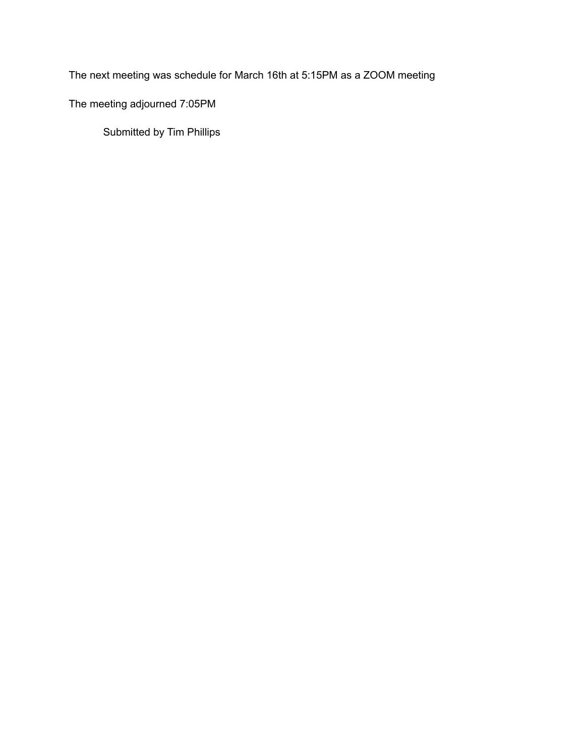The next meeting was schedule for March 16th at 5:15PM as a ZOOM meeting

The meeting adjourned 7:05PM

Submitted by Tim Phillips